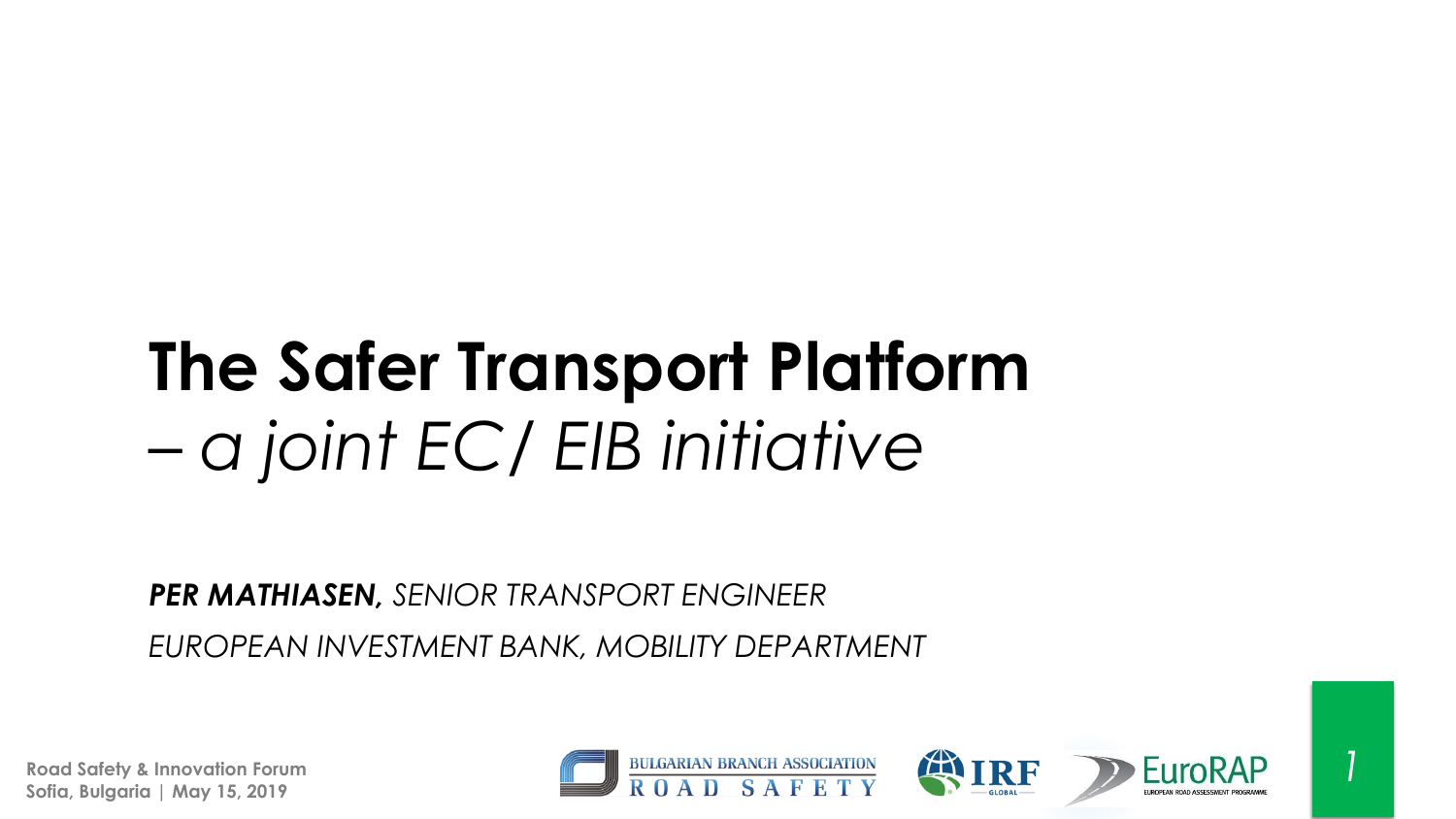# The Safer Transport Platform

*– a joint EC/ EIB initiative*

***PER MATHIASEN,*** *SENIOR TRANSPORT ENGINEER*

*EUROPEAN INVESTMENT BANK, MOBILITY DEPARTMENT*

**Road Safety & Innovation Forum**
**Sofia, Bulgaria | May 15, 2019**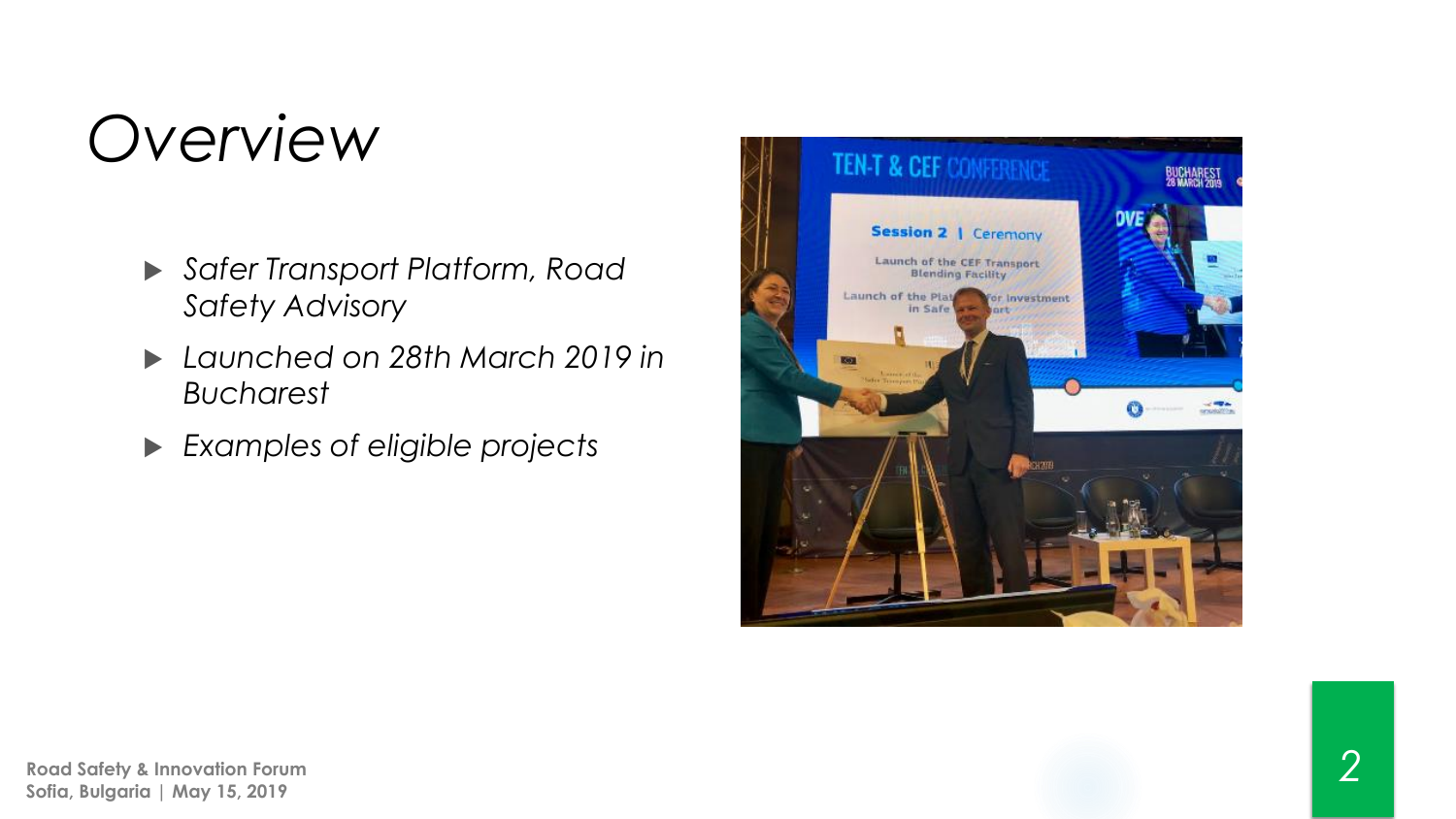# *Overview*

- *Safer Transport Platform, Road Safety Advisory*
- *Launched on 28th March 2019 in Bucharest*
- *Examples of eligible projects*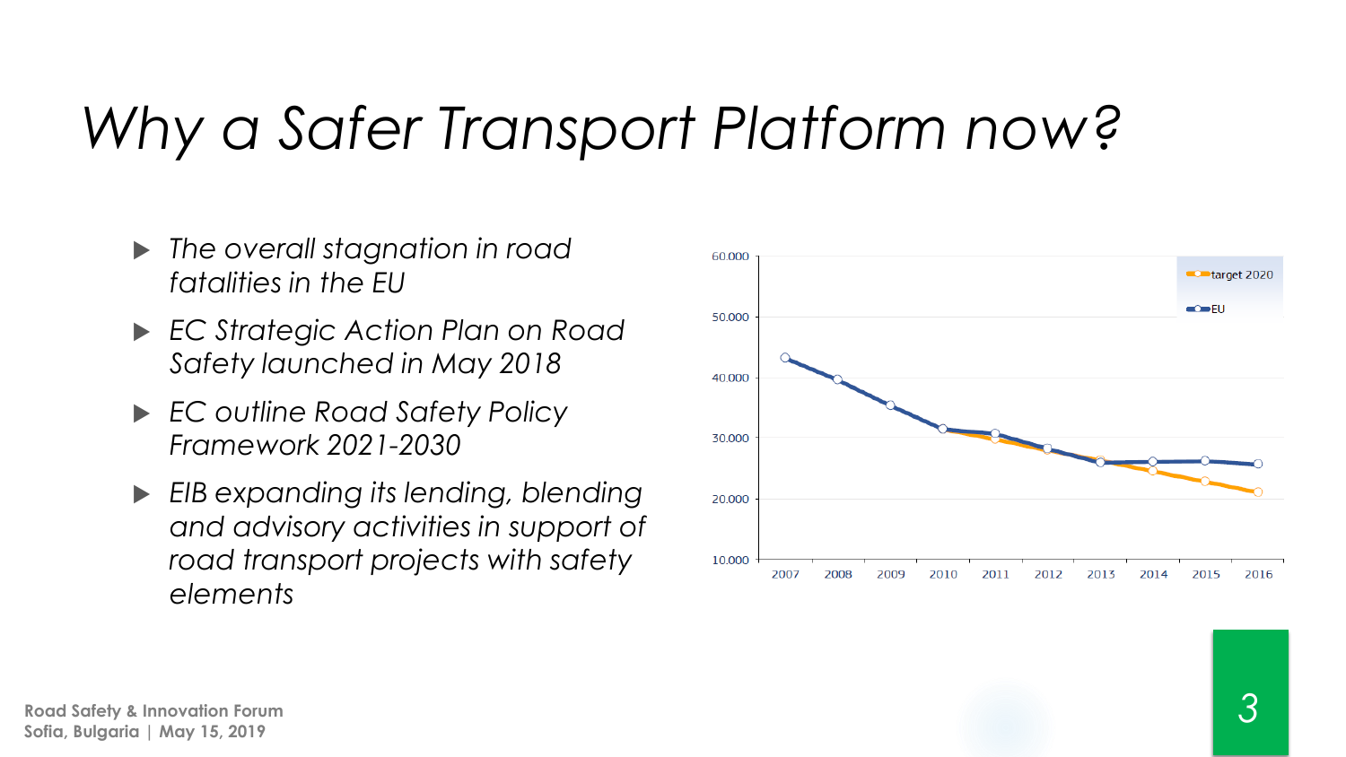# *Why a Safer Transport Platform now?*

- *The overall stagnation in road fatalities in the EU*
- *EC Strategic Action Plan on Road Safety launched in May 2018*
- *EC outline Road Safety Policy Framework 2021-2030*
- *EIB expanding its lending, blending and advisory activities in support of road transport projects with safety elements*

**Road Safety & Innovation Forum**
**Sofia, Bulgaria | May 15, 2019**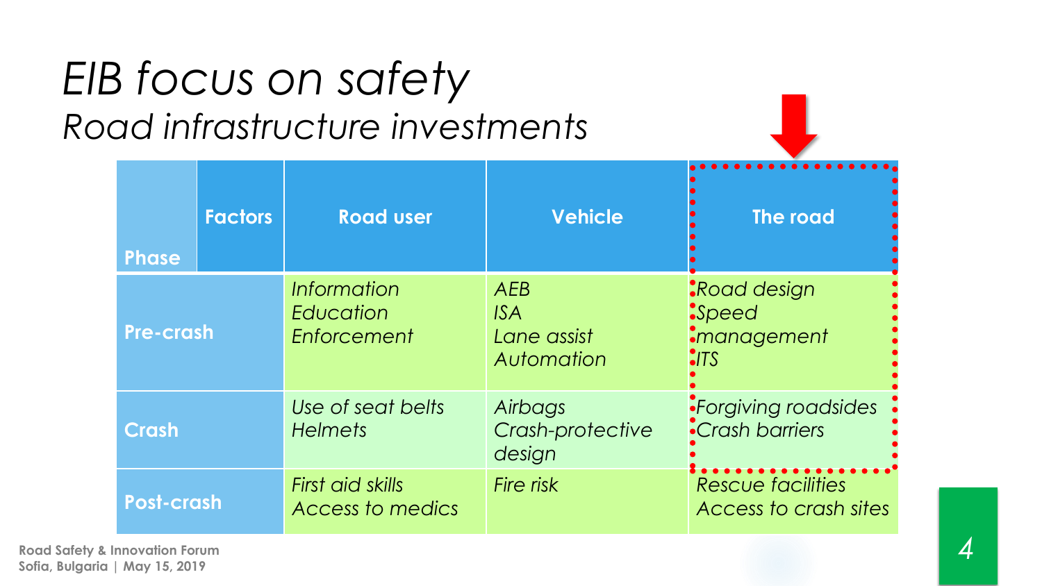# *EIB focus on safety*

## *Road infrastructure investments*

| Phase / Factors | Road user | Vehicle | The road |
|---|---|---|---|
| **Pre-crash** | *Information*<br>*Education*<br>*Enforcement* | *AEB*<br>*ISA*<br>*Lane assist*<br>*Automation* | *Road design*<br>*Speed management*<br>*ITS* |
| **Crash** | *Use of seat belts*<br>*Helmets* | *Airbags*<br>*Crash-protective design* | *Forgiving roadsides*<br>*Crash barriers* |
| **Post-crash** | *First aid skills*<br>*Access to medics* | *Fire risk* | *Rescue facilities*<br>*Access to crash sites* |

Road Safety & Innovation Forum
Sofia, Bulgaria | May 15, 2019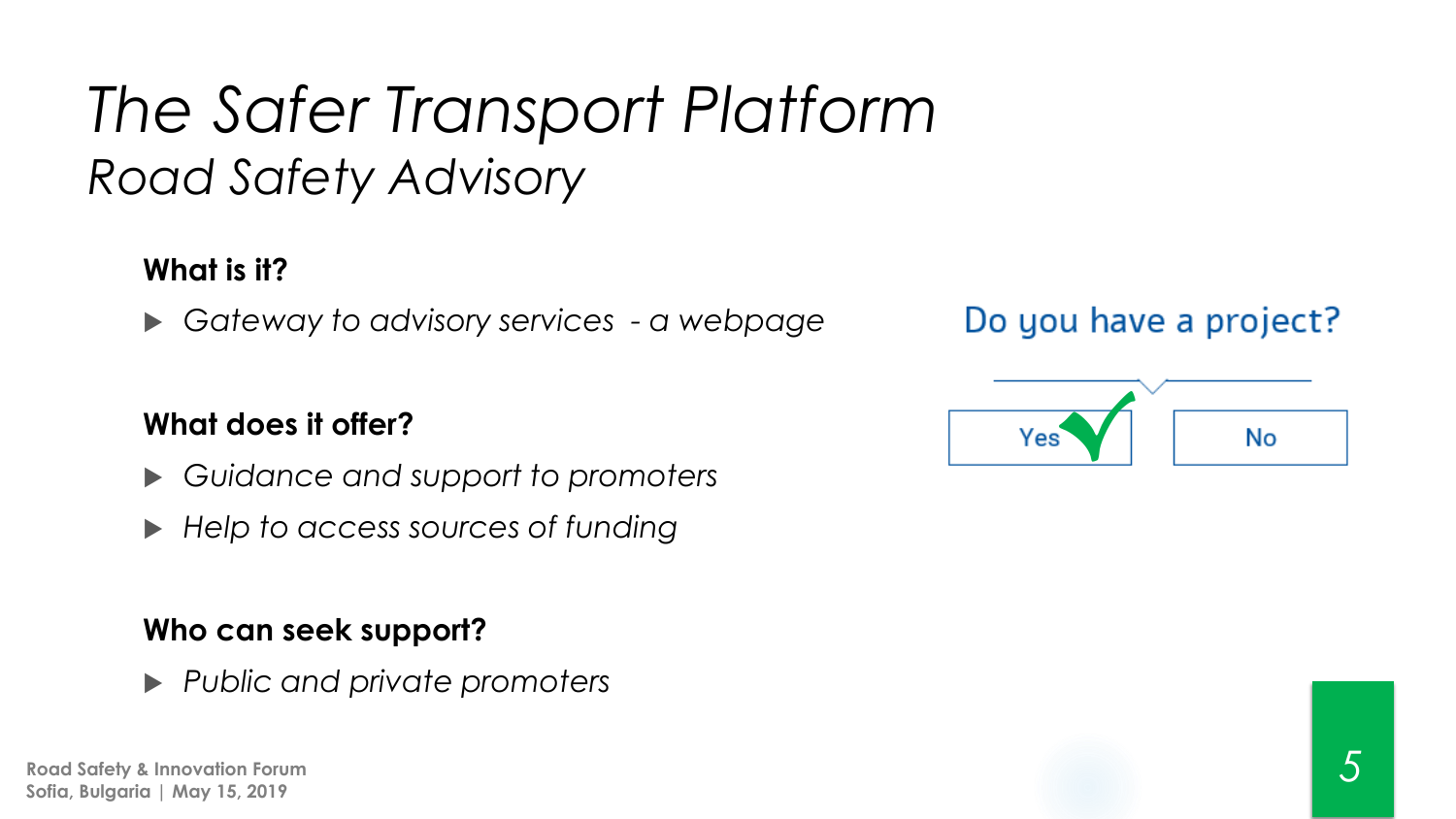# *The Safer Transport Platform*

## *Road Safety Advisory*

**What is it?**

- *Gateway to advisory services - a webpage*

**What does it offer?**

- *Guidance and support to promoters*
- *Help to access sources of funding*

**Who can seek support?**

- *Public and private promoters*

Do you have a project?

Yes | No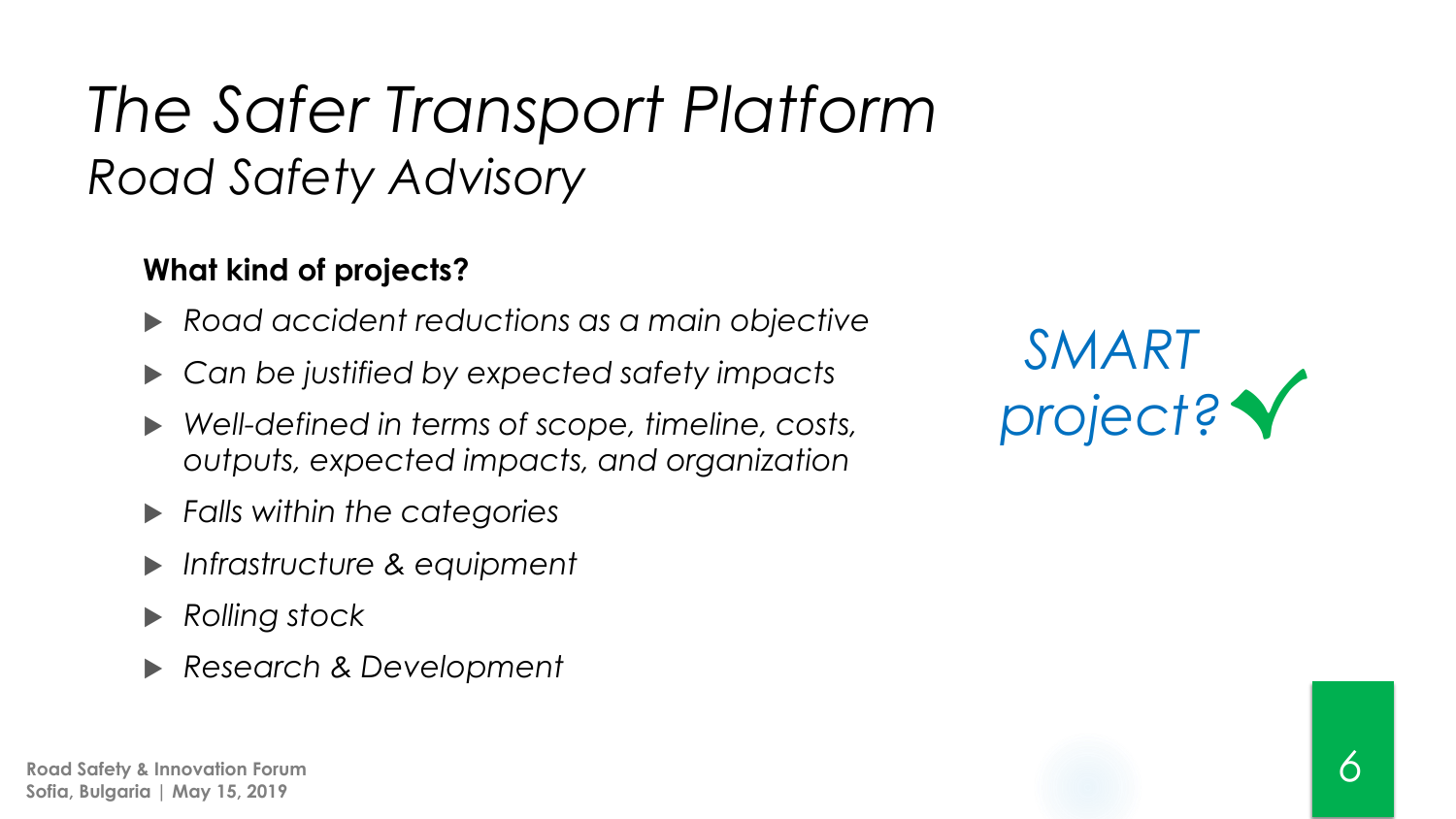# *The Safer Transport Platform*

## *Road Safety Advisory*

**What kind of projects?**

- *Road accident reductions as a main objective*
- *Can be justified by expected safety impacts*
- *Well-defined in terms of scope, timeline, costs, outputs, expected impacts, and organization*
- *Falls within the categories*
- *Infrastructure & equipment*
- *Rolling stock*
- *Research & Development*

*SMART project?* ✓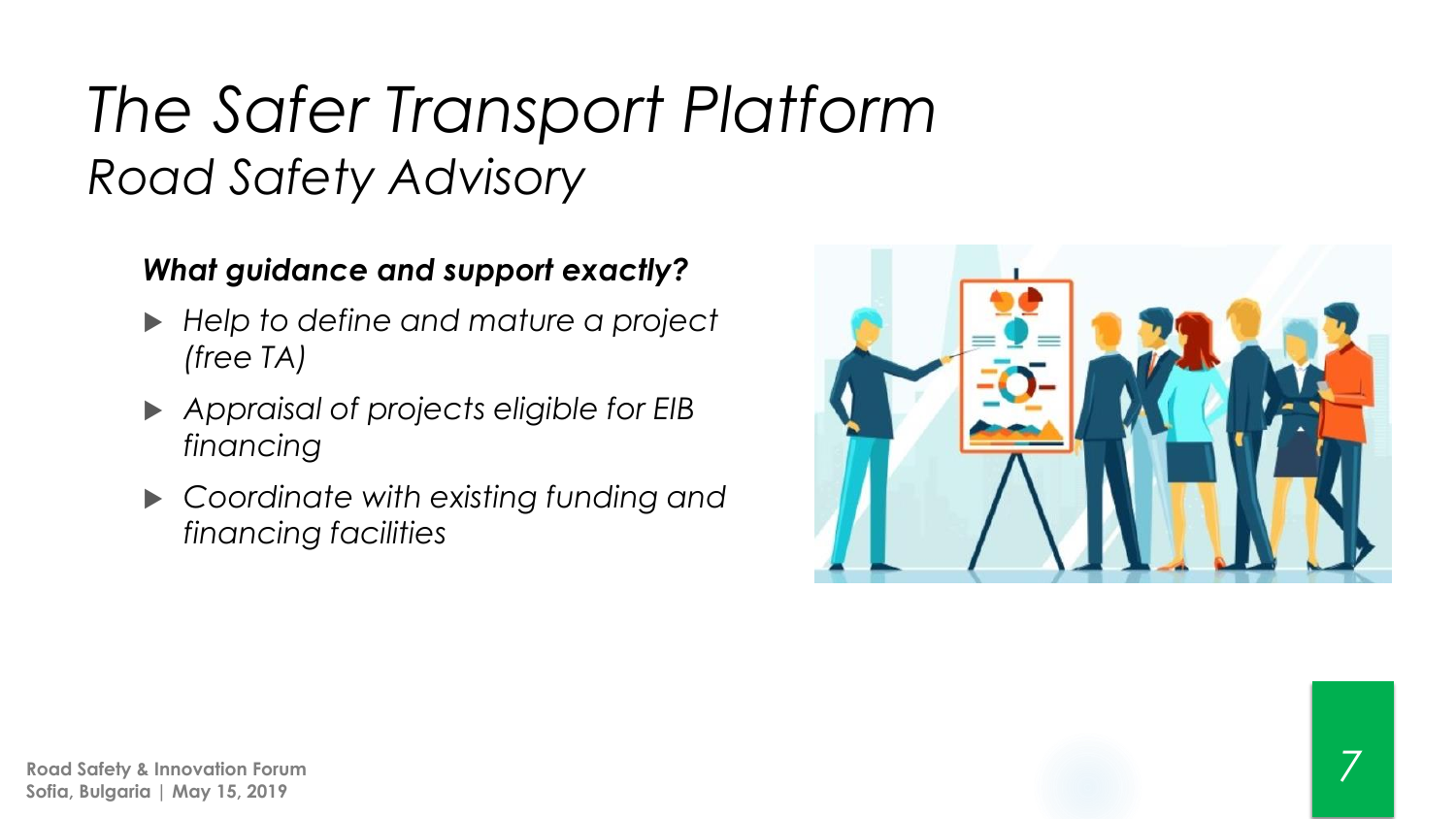# *The Safer Transport Platform*

## *Road Safety Advisory*

***What guidance and support exactly?***

- *Help to define and mature a project (free TA)*
- *Appraisal of projects eligible for EIB financing*
- *Coordinate with existing funding and financing facilities*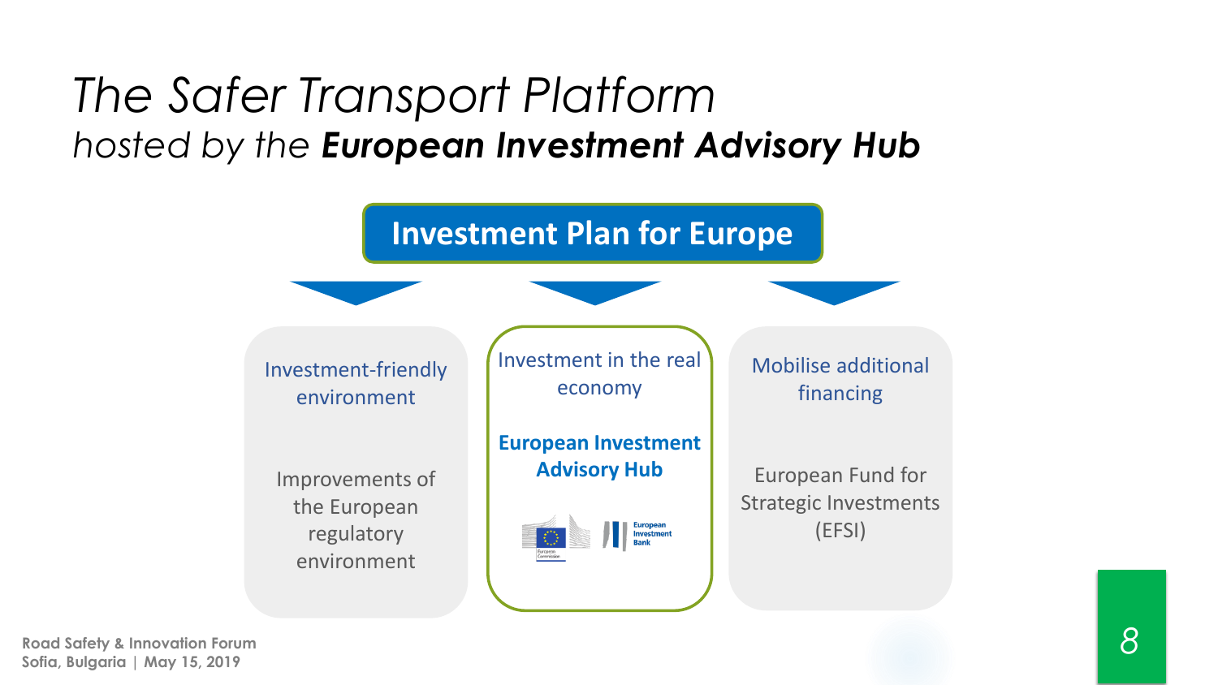# *The Safer Transport Platform*

## *hosted by the* ***European Investment Advisory Hub***

**Investment Plan for Europe**

- Investment-friendly environment

  Improvements of the European regulatory environment

- Investment in the real economy

  **European Investment Advisory Hub**

- Mobilise additional financing

  European Fund for Strategic Investments (EFSI)

Road Safety & Innovation Forum
Sofia, Bulgaria | May 15, 2019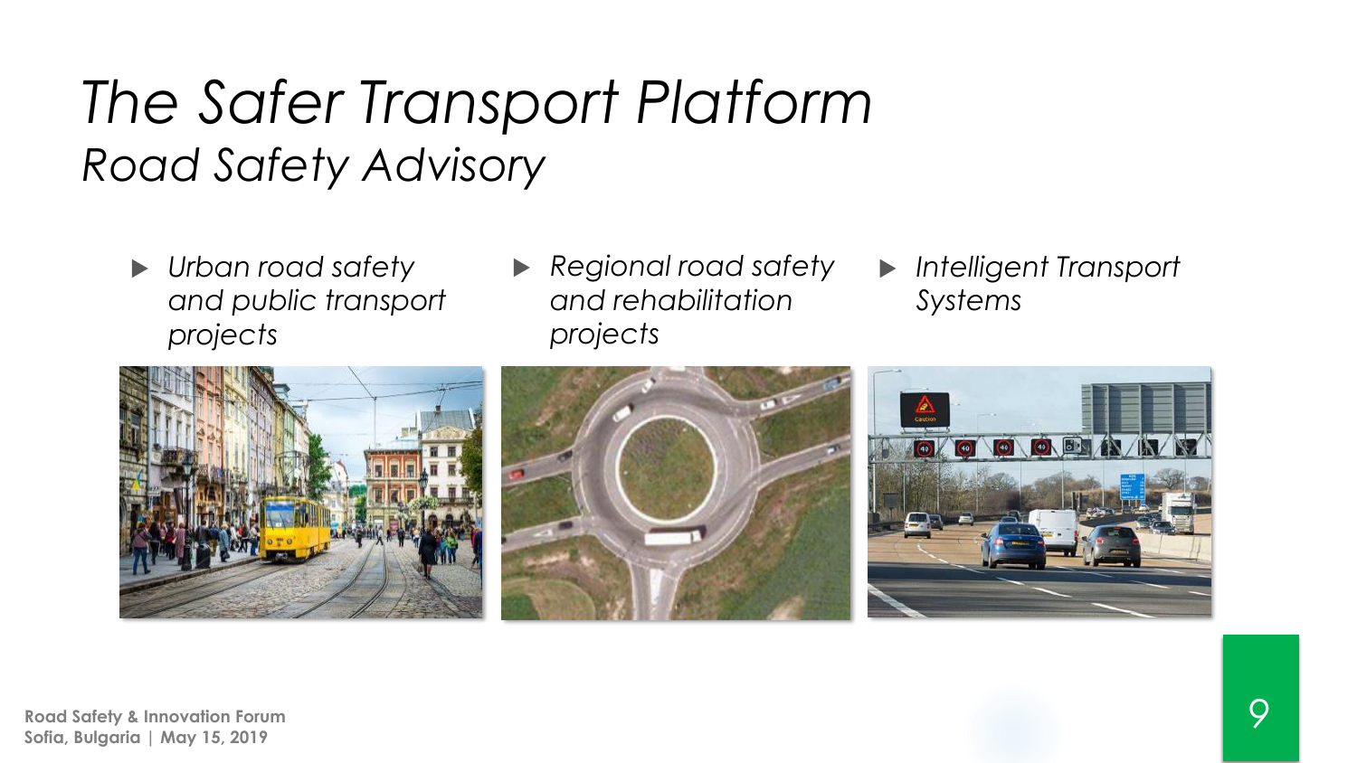# *The Safer Transport Platform*

## *Road Safety Advisory*

- *Urban road safety and public transport projects*
- *Regional road safety and rehabilitation projects*
- *Intelligent Transport Systems*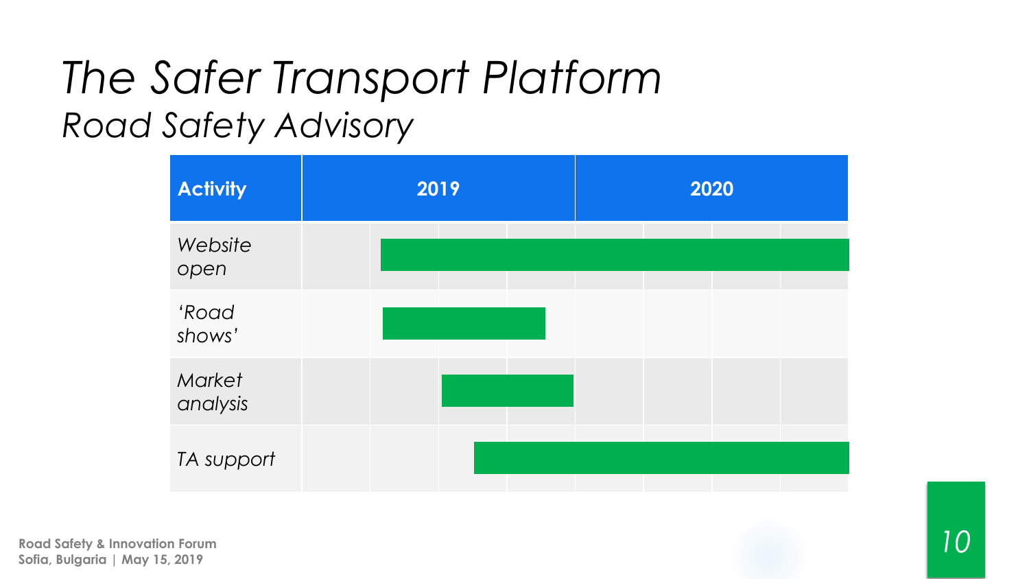# *The Safer Transport Platform*

## *Road Safety Advisory*

| Activity | 2019 | 2020 |
|---|---|---|
| *Website open* | | |
| *'Road shows'* | | |
| *Market analysis* | | |
| *TA support* | | |

Road Safety & Innovation Forum
Sofia, Bulgaria | May 15, 2019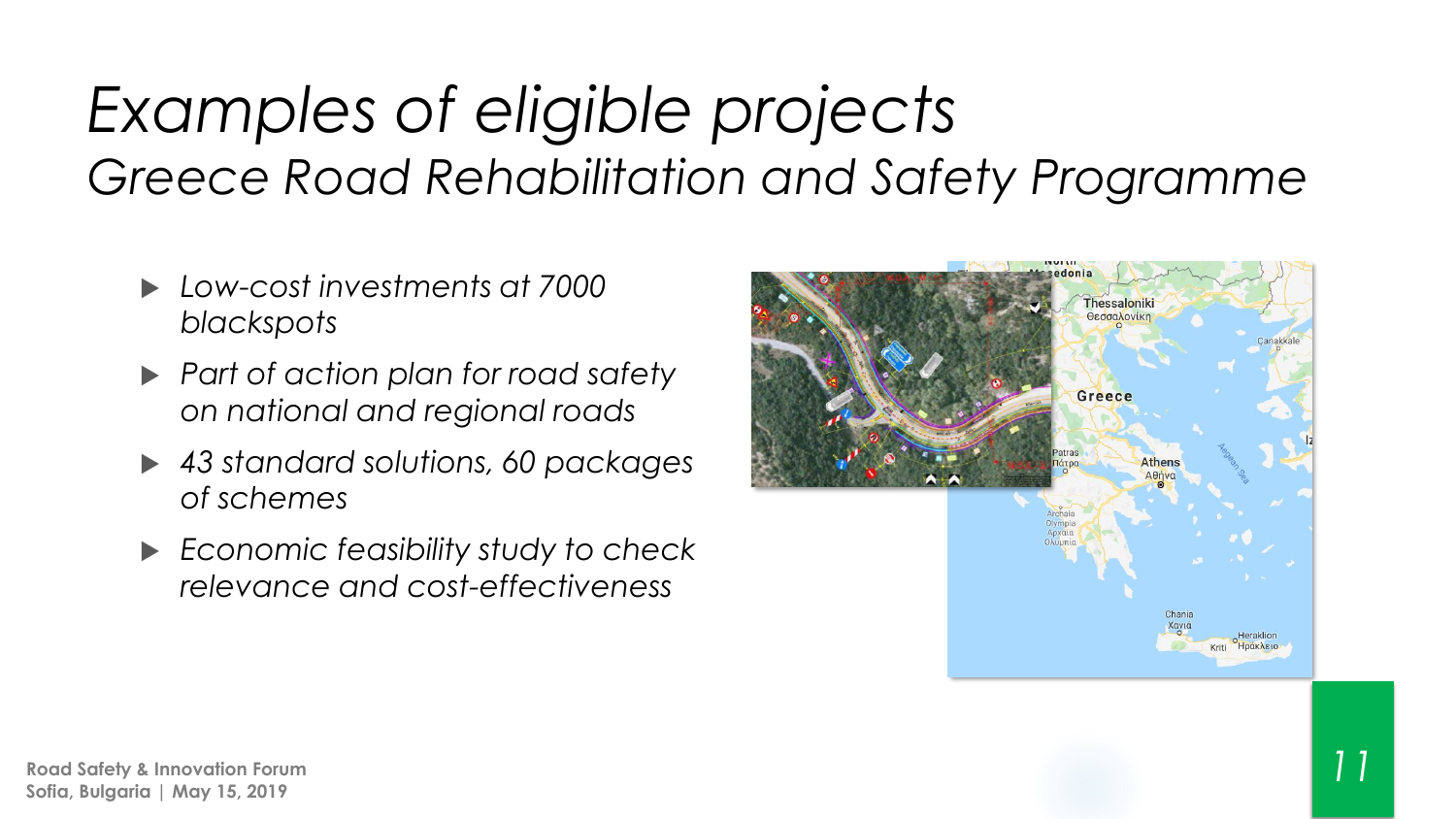# *Examples of eligible projects*

## *Greece Road Rehabilitation and Safety Programme*

- *Low-cost investments at 7000 blackspots*
- *Part of action plan for road safety on national and regional roads*
- *43 standard solutions, 60 packages of schemes*
- *Economic feasibility study to check relevance and cost-effectiveness*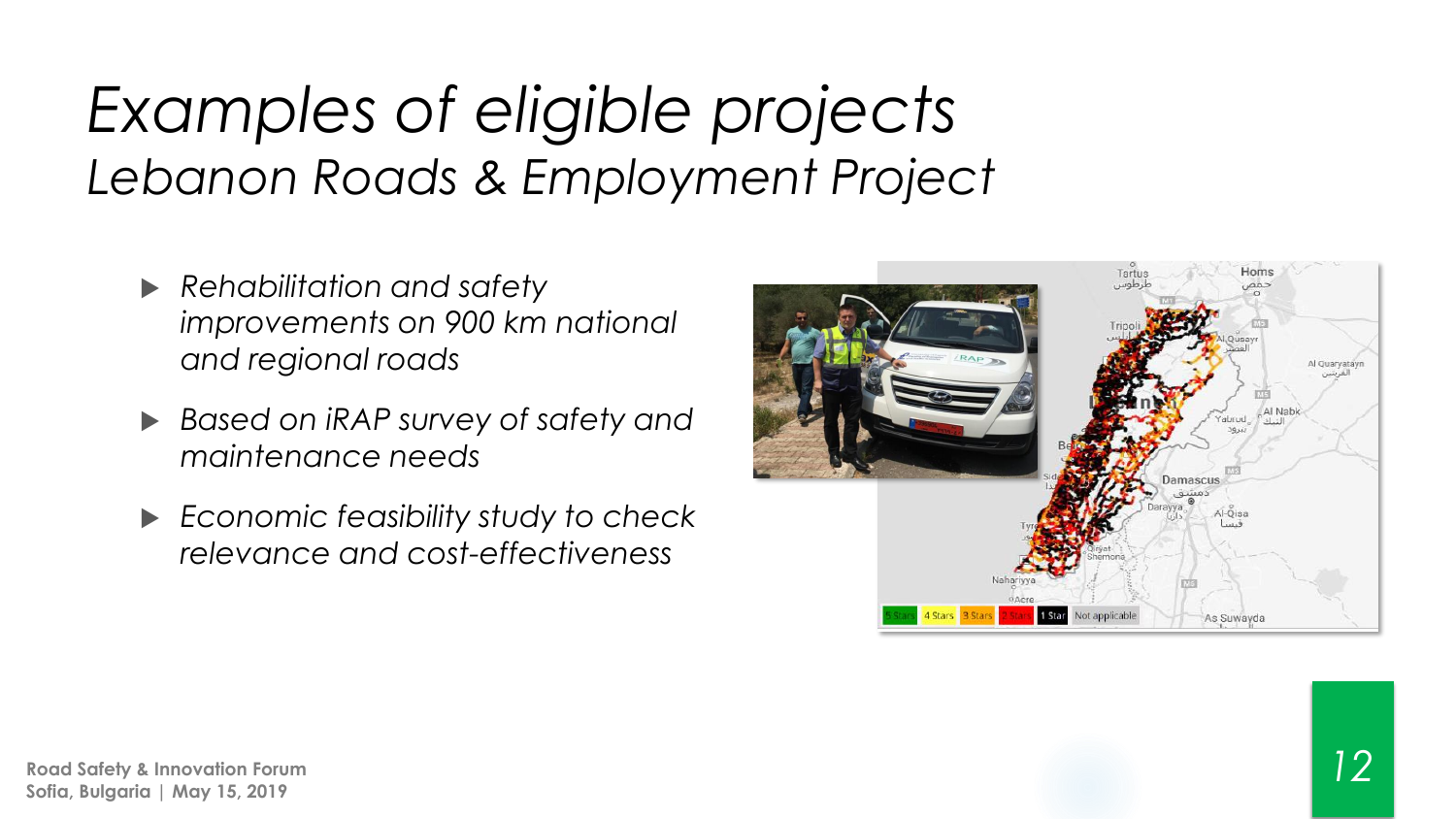# *Examples of eligible projects*

## *Lebanon Roads & Employment Project*

- *Rehabilitation and safety improvements on 900 km national and regional roads*
- *Based on iRAP survey of safety and maintenance needs*
- *Economic feasibility study to check relevance and cost-effectiveness*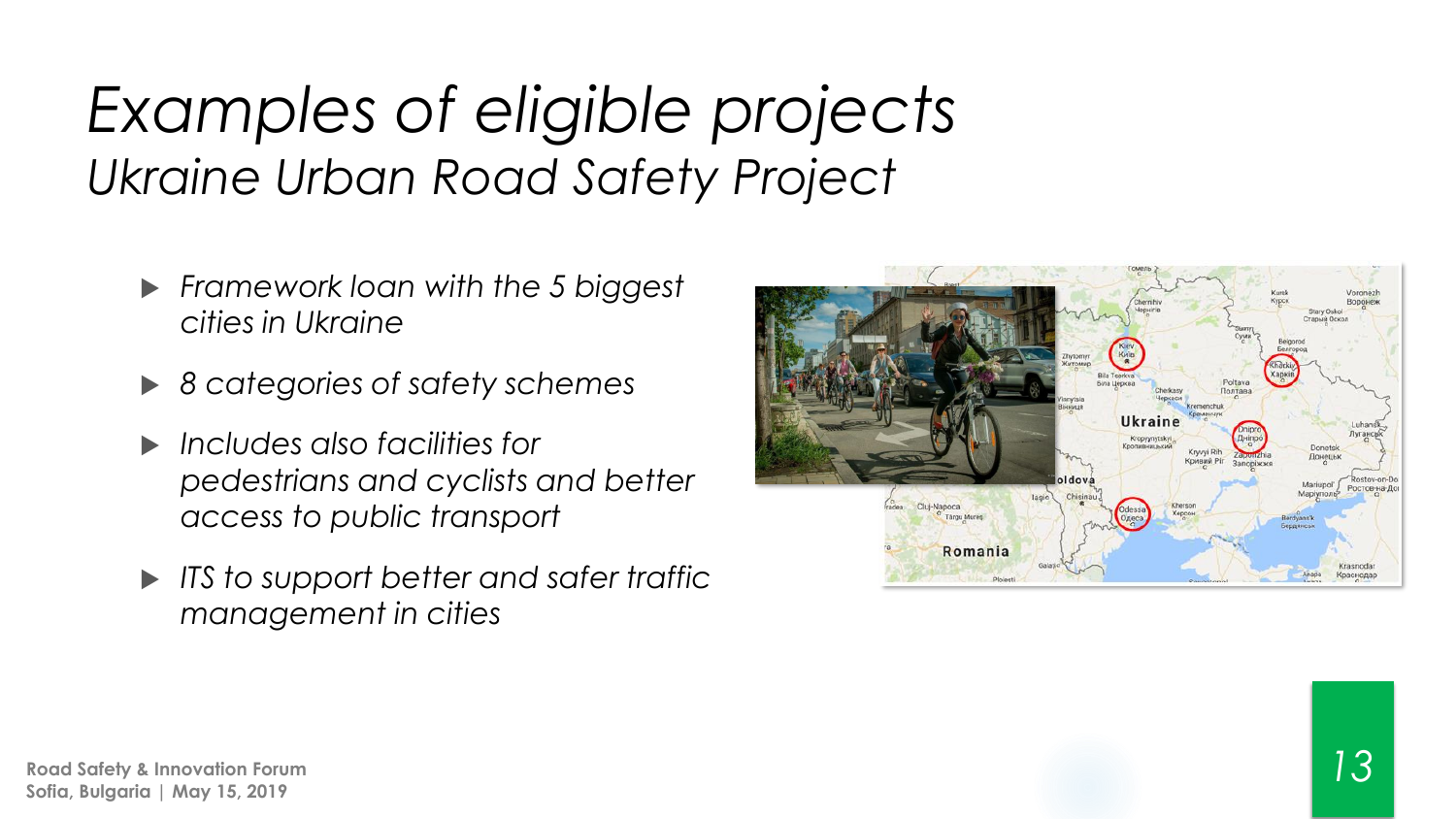# *Examples of eligible projects*

## *Ukraine Urban Road Safety Project*

- *Framework loan with the 5 biggest cities in Ukraine*
- *8 categories of safety schemes*
- *Includes also facilities for pedestrians and cyclists and better access to public transport*
- *ITS to support better and safer traffic management in cities*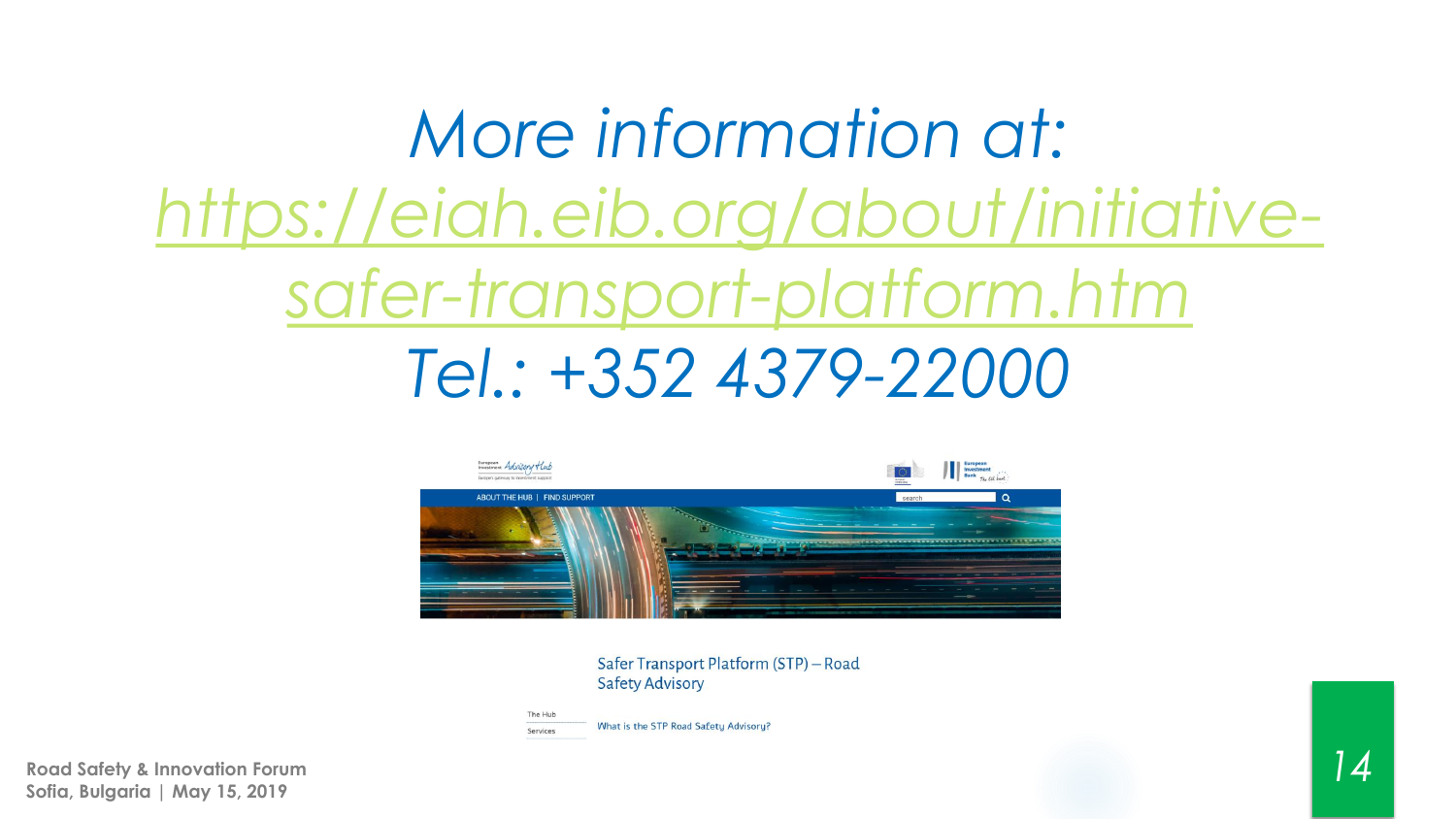*More information at:*
*[https://eiah.eib.org/about/initiative-safer-transport-platform.htm](https://eiah.eib.org/about/initiative-safer-transport-platform.htm)*
*Tel.: +352 4379-22000*

Safer Transport Platform (STP) – Road Safety Advisory

The Hub

Services

What is the STP Road Safety Advisory?